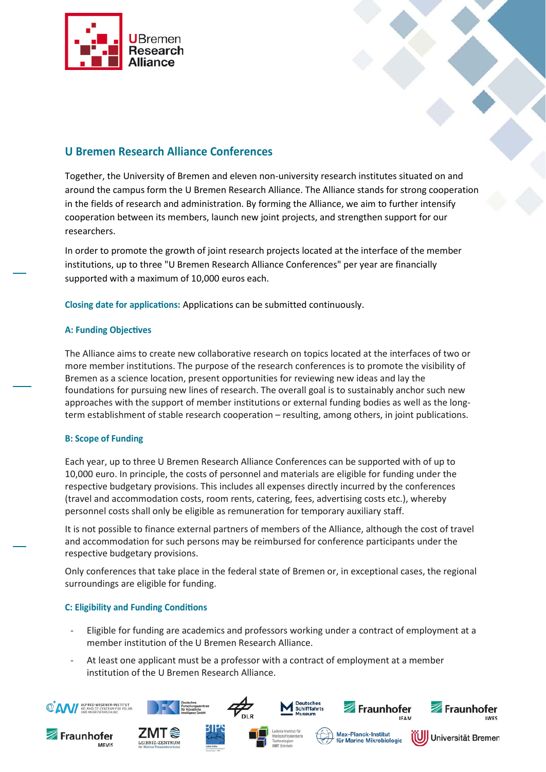## U Bremen Research Alliance Conferences

Together, the University of Bremen and eleven non-university research institutes situated on and around the campus form the U Bremen Research Alliance. The Alliance stands for strong cooperation in the fields of research and administration. By forming the Alliance, we aim to further intensify cooperation between its members, launch new joint projects, and strengthen support for our researchers.

In order to promote the growth of joint research projects located at the interface of the member institutions, up to three "U Bremen Research Alliance Conferences" per year are financially supported with a maximum of 10,000 euros each.

**Closing date for applications:** Applications can be submitted continuously.

### A: Funding Objectives

The Alliance aims to create new collaborative research on topics located at the interfaces of two or more member institutions. The purpose of the research conferences is to promote the visibility of Bremen as a science location, present opportunities for reviewing new ideas and lay the foundations for pursuing new lines of research. The overall goal is to sustainably anchor such new approaches with the support of member institutions or external funding bodies as well as the long-term establishment of stable research cooperation – resulting, among others, in joint publications.

### B: Scope of Funding

Each year, up to three U Bremen Research Alliance Conferences can be supported with of up to 10,000 euro. In principle, the costs of personnel and materials are eligible for funding under the respective budgetary provisions. This includes all expenses directly incurred by the conferences (travel and accommodation costs, room rents, catering, fees, advertising costs etc.), whereby personnel costs shall only be eligible as remuneration for temporary auxiliary staff.

It is not possible to finance external partners of members of the Alliance, although the cost of travel and accommodation for such persons may be reimbursed for conference participants under the respective budgetary provisions.

Only conferences that take place in the federal state of Bremen or, in exceptional cases, the regional surroundings are eligible for funding.

### C: Eligibility and Funding Conditions

- Eligible for funding are academics and professors working under a contract of employment at a member institution of the U Bremen Research Alliance.
- At least one applicant must be a professor with a contract of employment at a member institution of the U Bremen Research Alliance.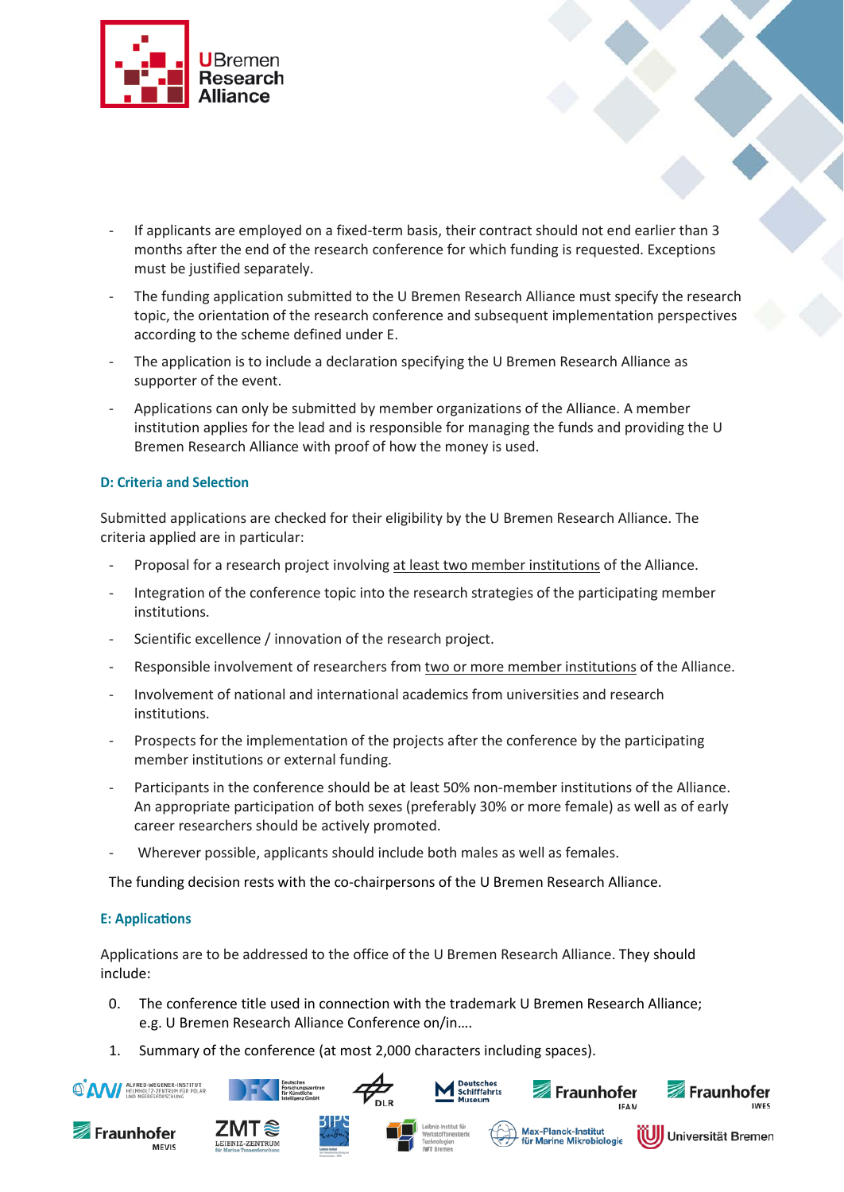- If applicants are employed on a fixed-term basis, their contract should not end earlier than 3 months after the end of the research conference for which funding is requested. Exceptions must be justified separately.
- The funding application submitted to the U Bremen Research Alliance must specify the research topic, the orientation of the research conference and subsequent implementation perspectives according to the scheme defined under E.
- The application is to include a declaration specifying the U Bremen Research Alliance as supporter of the event.
- Applications can only be submitted by member organizations of the Alliance. A member institution applies for the lead and is responsible for managing the funds and providing the U Bremen Research Alliance with proof of how the money is used.

#### D: Criteria and Selection

Submitted applications are checked for their eligibility by the U Bremen Research Alliance. The criteria applied are in particular:

- Proposal for a research project involving at least two member institutions of the Alliance.
- Integration of the conference topic into the research strategies of the participating member institutions.
- Scientific excellence / innovation of the research project.
- Responsible involvement of researchers from two or more member institutions of the Alliance.
- Involvement of national and international academics from universities and research institutions.
- Prospects for the implementation of the projects after the conference by the participating member institutions or external funding.
- Participants in the conference should be at least 50% non-member institutions of the Alliance. An appropriate participation of both sexes (preferably 30% or more female) as well as of early career researchers should be actively promoted.
- Wherever possible, applicants should include both males as well as females.

The funding decision rests with the co-chairpersons of the U Bremen Research Alliance.

#### E: Applications

Applications are to be addressed to the office of the U Bremen Research Alliance. They should include:

0. The conference title used in connection with the trademark U Bremen Research Alliance; e.g. U Bremen Research Alliance Conference on/in….
1. Summary of the conference (at most 2,000 characters including spaces).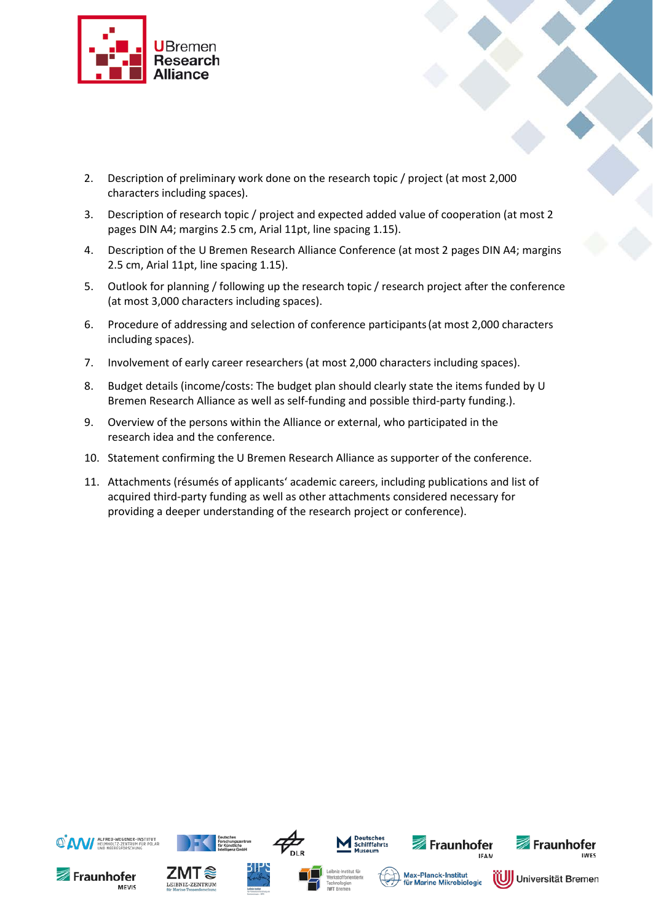2. Description of preliminary work done on the research topic / project (at most 2,000 characters including spaces).
3. Description of research topic / project and expected added value of cooperation (at most 2 pages DIN A4; margins 2.5 cm, Arial 11pt, line spacing 1.15).
4. Description of the U Bremen Research Alliance Conference (at most 2 pages DIN A4; margins 2.5 cm, Arial 11pt, line spacing 1.15).
5. Outlook for planning / following up the research topic / research project after the conference (at most 3,000 characters including spaces).
6. Procedure of addressing and selection of conference participants (at most 2,000 characters including spaces).
7. Involvement of early career researchers (at most 2,000 characters including spaces).
8. Budget details (income/costs: The budget plan should clearly state the items funded by U Bremen Research Alliance as well as self-funding and possible third-party funding.).
9. Overview of the persons within the Alliance or external, who participated in the research idea and the conference.
10. Statement confirming the U Bremen Research Alliance as supporter of the conference.
11. Attachments (résumés of applicants' academic careers, including publications and list of acquired third-party funding as well as other attachments considered necessary for providing a deeper understanding of the research project or conference).